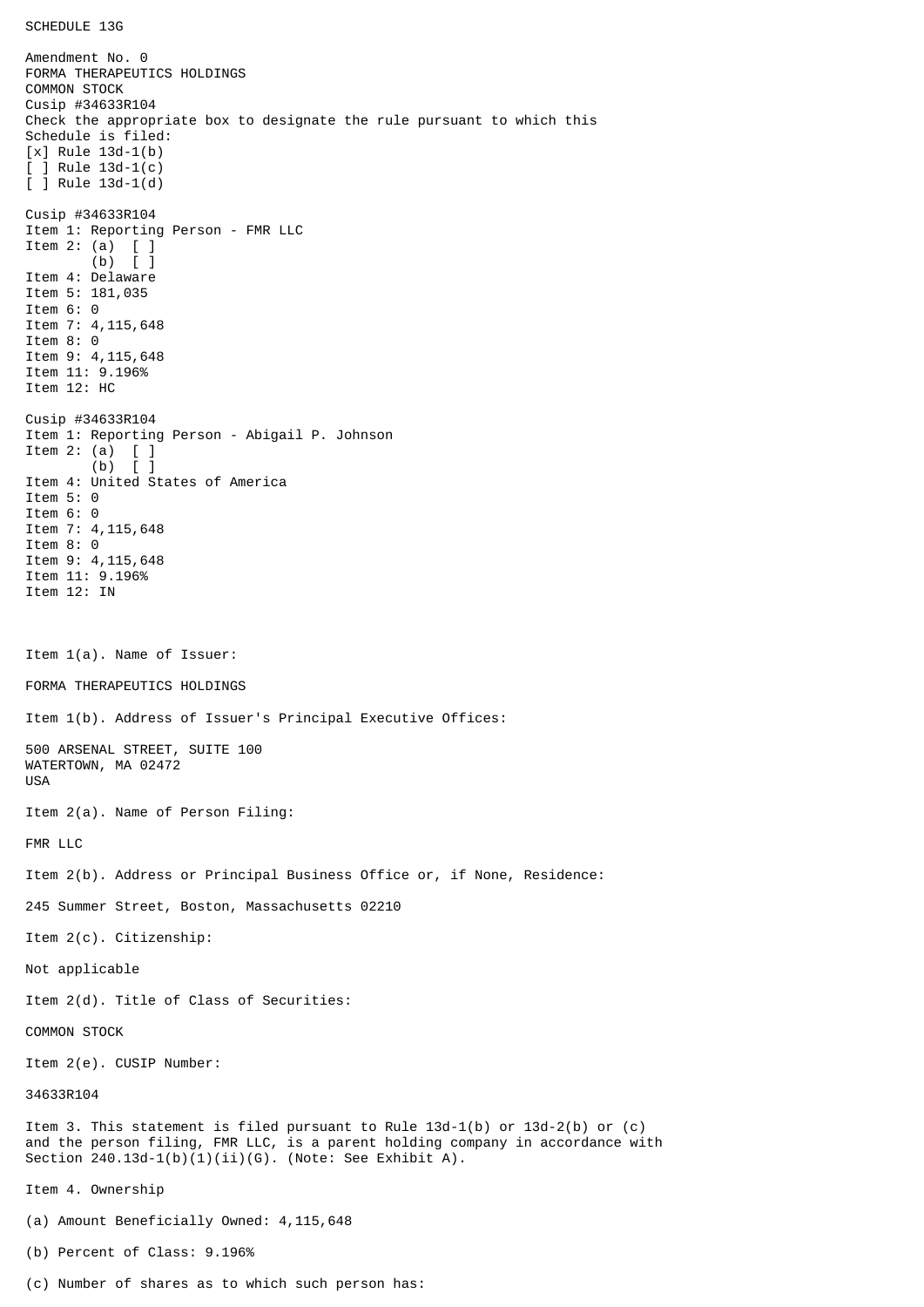SCHEDULE 13G

Amendment No. 0
FORMA THERAPEUTICS HOLDINGS
COMMON STOCK
Cusip #34633R104
Check the appropriate box to designate the rule pursuant to which this Schedule is filed:
[x] Rule 13d-1(b)
[ ] Rule 13d-1(c)
[ ] Rule 13d-1(d)

Cusip #34633R104
Item 1: Reporting Person - FMR LLC
Item 2: (a) [ ]
(b) [ ]
Item 4: Delaware
Item 5: 181,035
Item 6: 0
Item 7: 4,115,648
Item 8: 0
Item 9: 4,115,648
Item 11: 9.196%
Item 12: HC

Cusip #34633R104
Item 1: Reporting Person - Abigail P. Johnson
Item 2: (a) [ ]
(b) [ ]
Item 4: United States of America
Item 5: 0
Item 6: 0
Item 7: 4,115,648
Item 8: 0
Item 9: 4,115,648
Item 11: 9.196%
Item 12: IN

Item 1(a). Name of Issuer:

FORMA THERAPEUTICS HOLDINGS

Item 1(b). Address of Issuer's Principal Executive Offices:

500 ARSENAL STREET, SUITE 100
WATERTOWN, MA 02472
USA

Item 2(a). Name of Person Filing:

FMR LLC

Item 2(b). Address or Principal Business Office or, if None, Residence:

245 Summer Street, Boston, Massachusetts 02210

Item 2(c). Citizenship:

Not applicable

Item 2(d). Title of Class of Securities:

COMMON STOCK

Item 2(e). CUSIP Number:

34633R104

Item 3. This statement is filed pursuant to Rule 13d-1(b) or 13d-2(b) or (c) and the person filing, FMR LLC, is a parent holding company in accordance with Section 240.13d-1(b)(1)(ii)(G). (Note: See Exhibit A).

Item 4. Ownership

(a) Amount Beneficially Owned: 4,115,648

(b) Percent of Class: 9.196%

(c) Number of shares as to which such person has: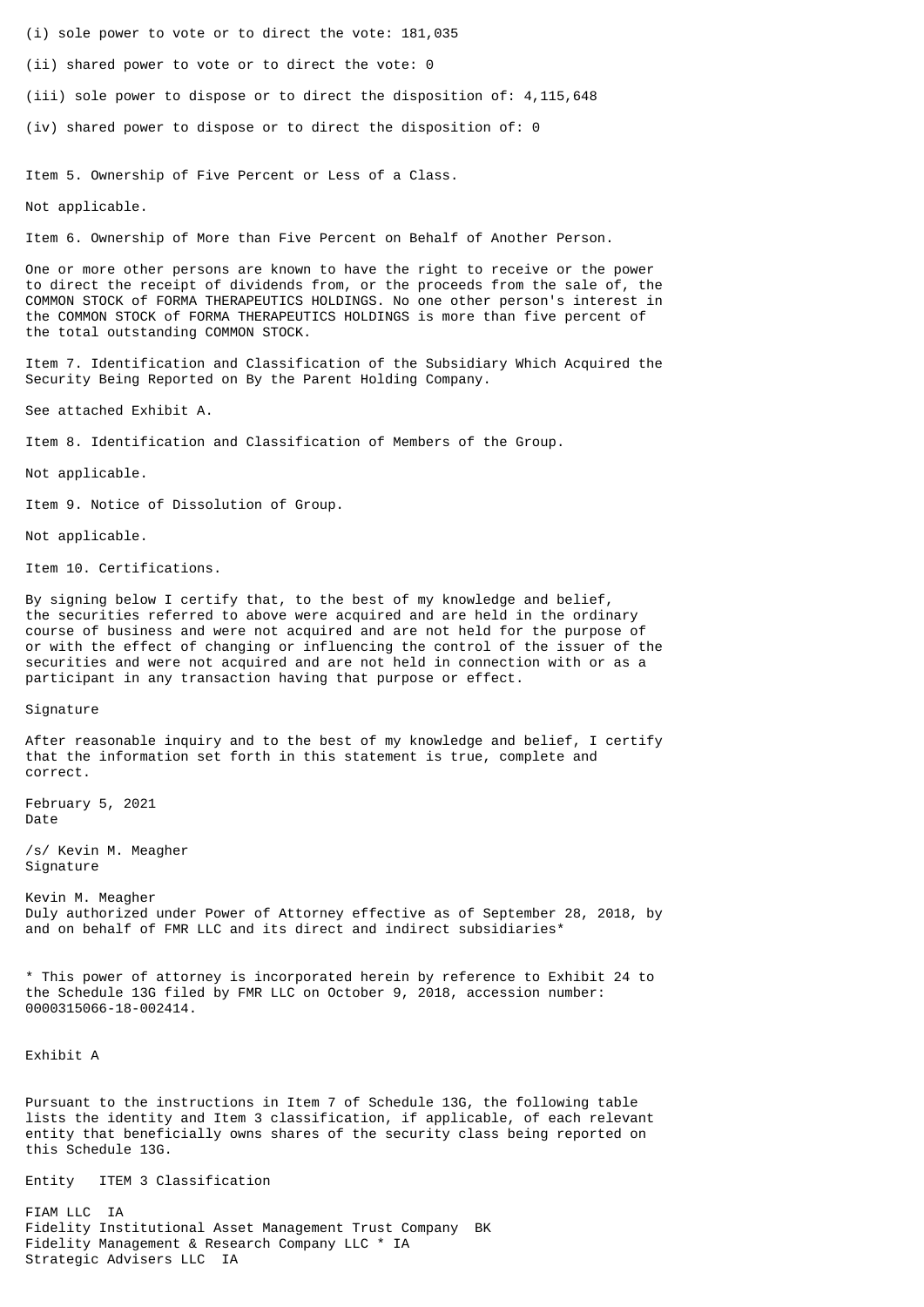(i) sole power to vote or to direct the vote: 181,035

(ii) shared power to vote or to direct the vote: 0

(iii) sole power to dispose or to direct the disposition of: 4,115,648

(iv) shared power to dispose or to direct the disposition of: 0

Item 5. Ownership of Five Percent or Less of a Class.

Not applicable.

Item 6. Ownership of More than Five Percent on Behalf of Another Person.

One or more other persons are known to have the right to receive or the power to direct the receipt of dividends from, or the proceeds from the sale of, the COMMON STOCK of FORMA THERAPEUTICS HOLDINGS. No one other person's interest in the COMMON STOCK of FORMA THERAPEUTICS HOLDINGS is more than five percent of the total outstanding COMMON STOCK.

Item 7. Identification and Classification of the Subsidiary Which Acquired the Security Being Reported on By the Parent Holding Company.

See attached Exhibit A.

Item 8. Identification and Classification of Members of the Group.

Not applicable.

Item 9. Notice of Dissolution of Group.

Not applicable.

Item 10. Certifications.

By signing below I certify that, to the best of my knowledge and belief, the securities referred to above were acquired and are held in the ordinary course of business and were not acquired and are not held for the purpose of or with the effect of changing or influencing the control of the issuer of the securities and were not acquired and are not held in connection with or as a participant in any transaction having that purpose or effect.

Signature

After reasonable inquiry and to the best of my knowledge and belief, I certify that the information set forth in this statement is true, complete and correct.

February 5, 2021
Date

/s/ Kevin M. Meagher
Signature

Kevin M. Meagher
Duly authorized under Power of Attorney effective as of September 28, 2018, by and on behalf of FMR LLC and its direct and indirect subsidiaries*

* This power of attorney is incorporated herein by reference to Exhibit 24 to the Schedule 13G filed by FMR LLC on October 9, 2018, accession number: 0000315066-18-002414.

Exhibit A

Pursuant to the instructions in Item 7 of Schedule 13G, the following table lists the identity and Item 3 classification, if applicable, of each relevant entity that beneficially owns shares of the security class being reported on this Schedule 13G.

| Entity | ITEM 3 Classification |
|---|---|
| FIAM LLC | IA |
| Fidelity Institutional Asset Management Trust Company | BK |
| Fidelity Management & Research Company LLC * | IA |
| Strategic Advisers LLC | IA |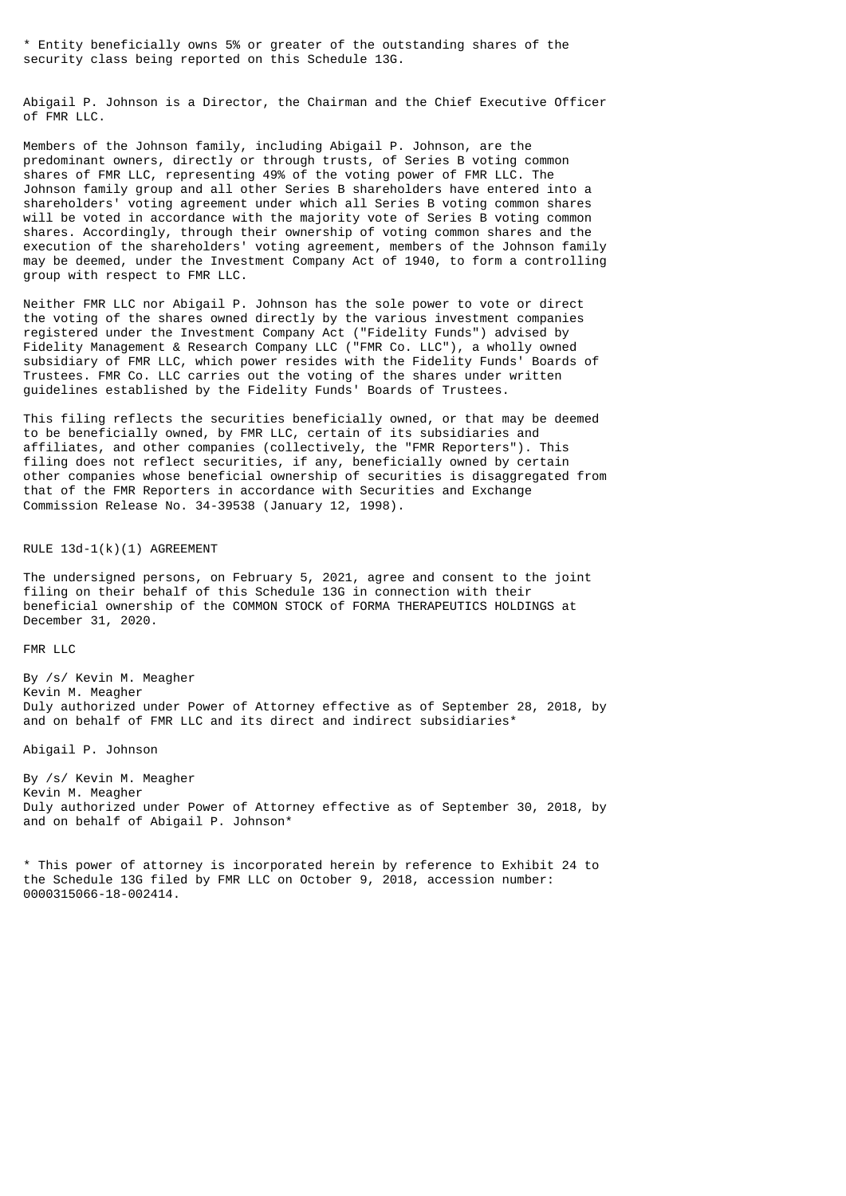* Entity beneficially owns 5% or greater of the outstanding shares of the security class being reported on this Schedule 13G.

Abigail P. Johnson is a Director, the Chairman and the Chief Executive Officer of FMR LLC.

Members of the Johnson family, including Abigail P. Johnson, are the predominant owners, directly or through trusts, of Series B voting common shares of FMR LLC, representing 49% of the voting power of FMR LLC. The Johnson family group and all other Series B shareholders have entered into a shareholders' voting agreement under which all Series B voting common shares will be voted in accordance with the majority vote of Series B voting common shares. Accordingly, through their ownership of voting common shares and the execution of the shareholders' voting agreement, members of the Johnson family may be deemed, under the Investment Company Act of 1940, to form a controlling group with respect to FMR LLC.

Neither FMR LLC nor Abigail P. Johnson has the sole power to vote or direct the voting of the shares owned directly by the various investment companies registered under the Investment Company Act ("Fidelity Funds") advised by Fidelity Management & Research Company LLC ("FMR Co. LLC"), a wholly owned subsidiary of FMR LLC, which power resides with the Fidelity Funds' Boards of Trustees. FMR Co. LLC carries out the voting of the shares under written guidelines established by the Fidelity Funds' Boards of Trustees.

This filing reflects the securities beneficially owned, or that may be deemed to be beneficially owned, by FMR LLC, certain of its subsidiaries and affiliates, and other companies (collectively, the "FMR Reporters"). This filing does not reflect securities, if any, beneficially owned by certain other companies whose beneficial ownership of securities is disaggregated from that of the FMR Reporters in accordance with Securities and Exchange Commission Release No. 34-39538 (January 12, 1998).

RULE 13d-1(k)(1) AGREEMENT

The undersigned persons, on February 5, 2021, agree and consent to the joint filing on their behalf of this Schedule 13G in connection with their beneficial ownership of the COMMON STOCK of FORMA THERAPEUTICS HOLDINGS at December 31, 2020.

FMR LLC

By /s/ Kevin M. Meagher
Kevin M. Meagher
Duly authorized under Power of Attorney effective as of September 28, 2018, by and on behalf of FMR LLC and its direct and indirect subsidiaries*

Abigail P. Johnson

By /s/ Kevin M. Meagher
Kevin M. Meagher
Duly authorized under Power of Attorney effective as of September 30, 2018, by and on behalf of Abigail P. Johnson*

* This power of attorney is incorporated herein by reference to Exhibit 24 to the Schedule 13G filed by FMR LLC on October 9, 2018, accession number: 0000315066-18-002414.